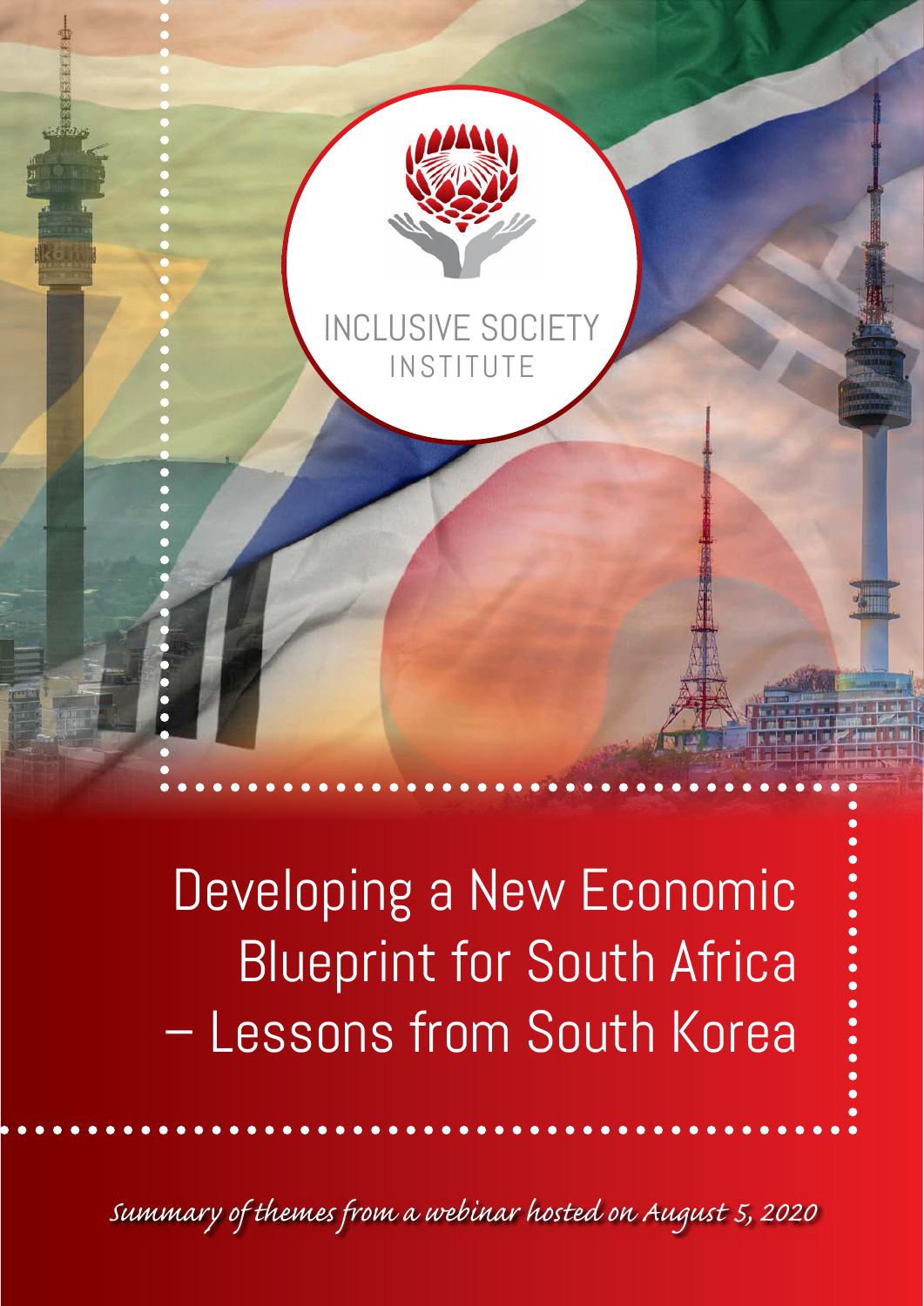INCLUSIVE SOCIETY INSTITUTE

# Developing a New Economic Blueprint for South Africa – Lessons from South Korea

*Summary of themes from a webinar hosted on August 5, 2020*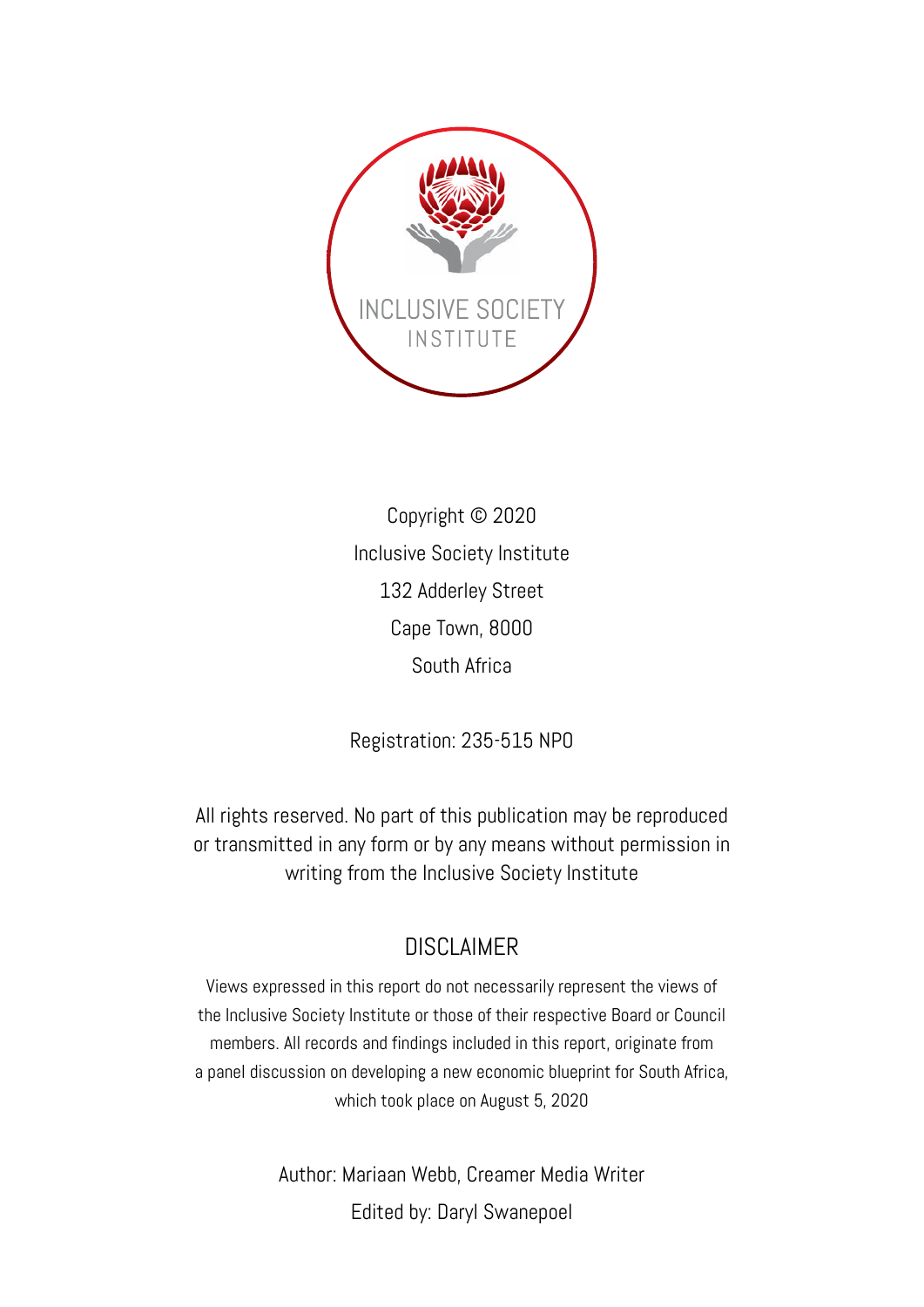INCLUSIVE SOCIETY INSTITUTE

Copyright © 2020
Inclusive Society Institute
132 Adderley Street
Cape Town, 8000
South Africa

Registration: 235-515 NPO

All rights reserved. No part of this publication may be reproduced or transmitted in any form or by any means without permission in writing from the Inclusive Society Institute

## DISCLAIMER

Views expressed in this report do not necessarily represent the views of the Inclusive Society Institute or those of their respective Board or Council members. All records and findings included in this report, originate from a panel discussion on developing a new economic blueprint for South Africa, which took place on August 5, 2020

Author: Mariaan Webb, Creamer Media Writer
Edited by: Daryl Swanepoel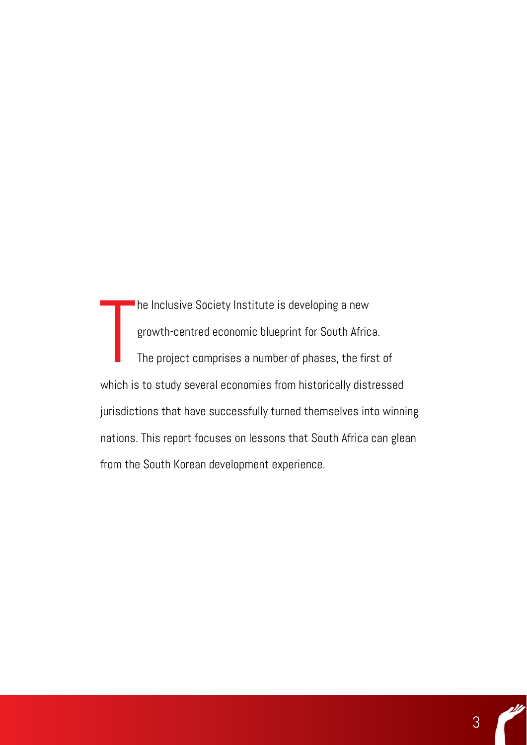The Inclusive Society Institute is developing a new growth-centred economic blueprint for South Africa. The project comprises a number of phases, the first of which is to study several economies from historically distressed jurisdictions that have successfully turned themselves into winning nations. This report focuses on lessons that South Africa can glean from the South Korean development experience.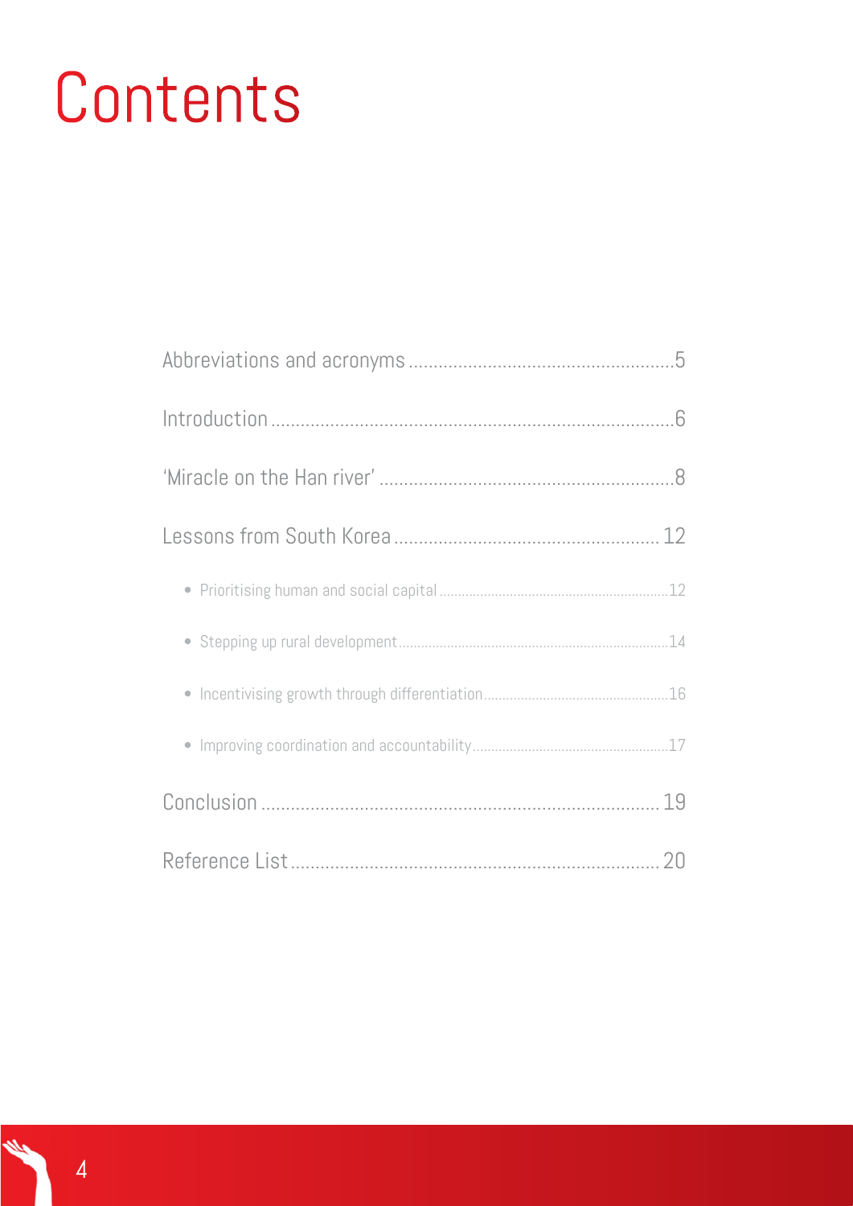# Contents

Abbreviations and acronyms .....................................................5

Introduction .................................................................................6

'Miracle on the Han river' ...........................................................8

Lessons from South Korea ..................................................... 12

- Prioritising human and social capital .............................................................12
- Stepping up rural development .......................................................................14
- Incentivising growth through differentiation.................................................16
- Improving coordination and accountability....................................................17

Conclusion ................................................................................ 19

Reference List........................................................................... 20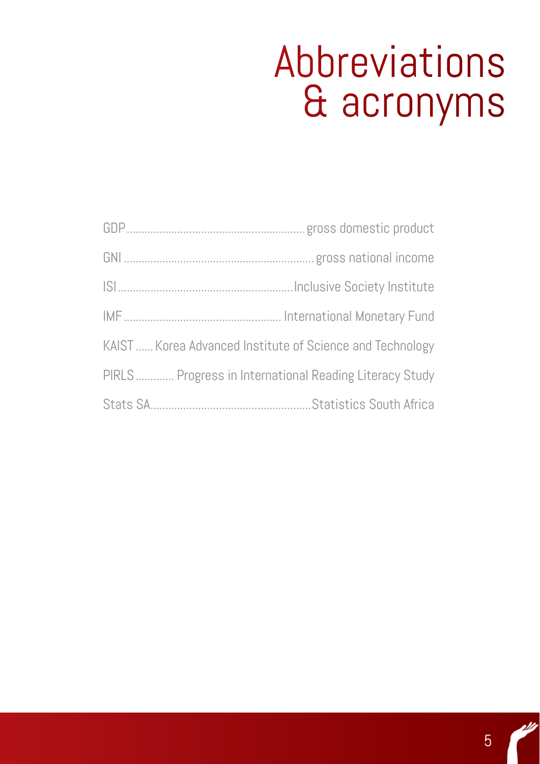# Abbreviations & acronyms

| | |
|---|---|
| GDP | gross domestic product |
| GNI | gross national income |
| ISI | Inclusive Society Institute |
| IMF | International Monetary Fund |
| KAIST | Korea Advanced Institute of Science and Technology |
| PIRLS | Progress in International Reading Literacy Study |
| Stats SA | Statistics South Africa |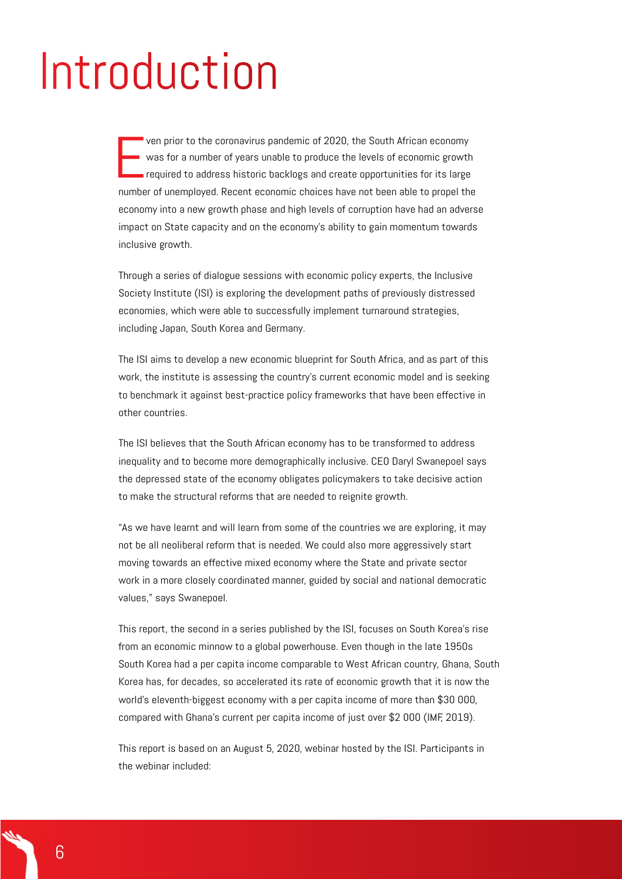# Introduction

Even prior to the coronavirus pandemic of 2020, the South African economy was for a number of years unable to produce the levels of economic growth required to address historic backlogs and create opportunities for its large number of unemployed. Recent economic choices have not been able to propel the economy into a new growth phase and high levels of corruption have had an adverse impact on State capacity and on the economy's ability to gain momentum towards inclusive growth.

Through a series of dialogue sessions with economic policy experts, the Inclusive Society Institute (ISI) is exploring the development paths of previously distressed economies, which were able to successfully implement turnaround strategies, including Japan, South Korea and Germany.

The ISI aims to develop a new economic blueprint for South Africa, and as part of this work, the institute is assessing the country's current economic model and is seeking to benchmark it against best-practice policy frameworks that have been effective in other countries.

The ISI believes that the South African economy has to be transformed to address inequality and to become more demographically inclusive. CEO Daryl Swanepoel says the depressed state of the economy obligates policymakers to take decisive action to make the structural reforms that are needed to reignite growth.

"As we have learnt and will learn from some of the countries we are exploring, it may not be all neoliberal reform that is needed. We could also more aggressively start moving towards an effective mixed economy where the State and private sector work in a more closely coordinated manner, guided by social and national democratic values," says Swanepoel.

This report, the second in a series published by the ISI, focuses on South Korea's rise from an economic minnow to a global powerhouse. Even though in the late 1950s South Korea had a per capita income comparable to West African country, Ghana, South Korea has, for decades, so accelerated its rate of economic growth that it is now the world's eleventh-biggest economy with a per capita income of more than $30 000, compared with Ghana's current per capita income of just over $2 000 (IMF, 2019).

This report is based on an August 5, 2020, webinar hosted by the ISI. Participants in the webinar included: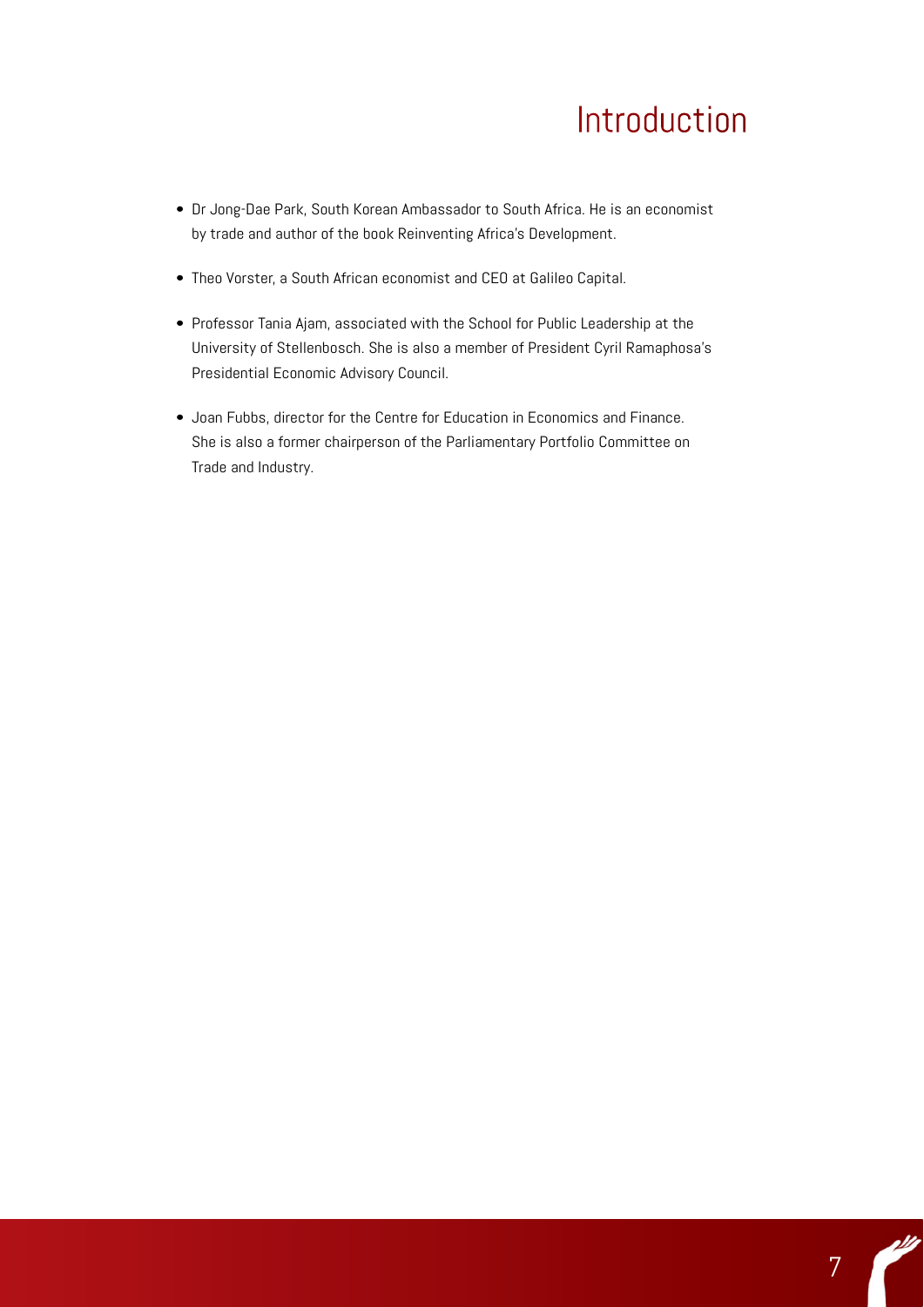# Introduction

- Dr Jong-Dae Park, South Korean Ambassador to South Africa. He is an economist by trade and author of the book Reinventing Africa's Development.
- Theo Vorster, a South African economist and CEO at Galileo Capital.
- Professor Tania Ajam, associated with the School for Public Leadership at the University of Stellenbosch. She is also a member of President Cyril Ramaphosa's Presidential Economic Advisory Council.
- Joan Fubbs, director for the Centre for Education in Economics and Finance. She is also a former chairperson of the Parliamentary Portfolio Committee on Trade and Industry.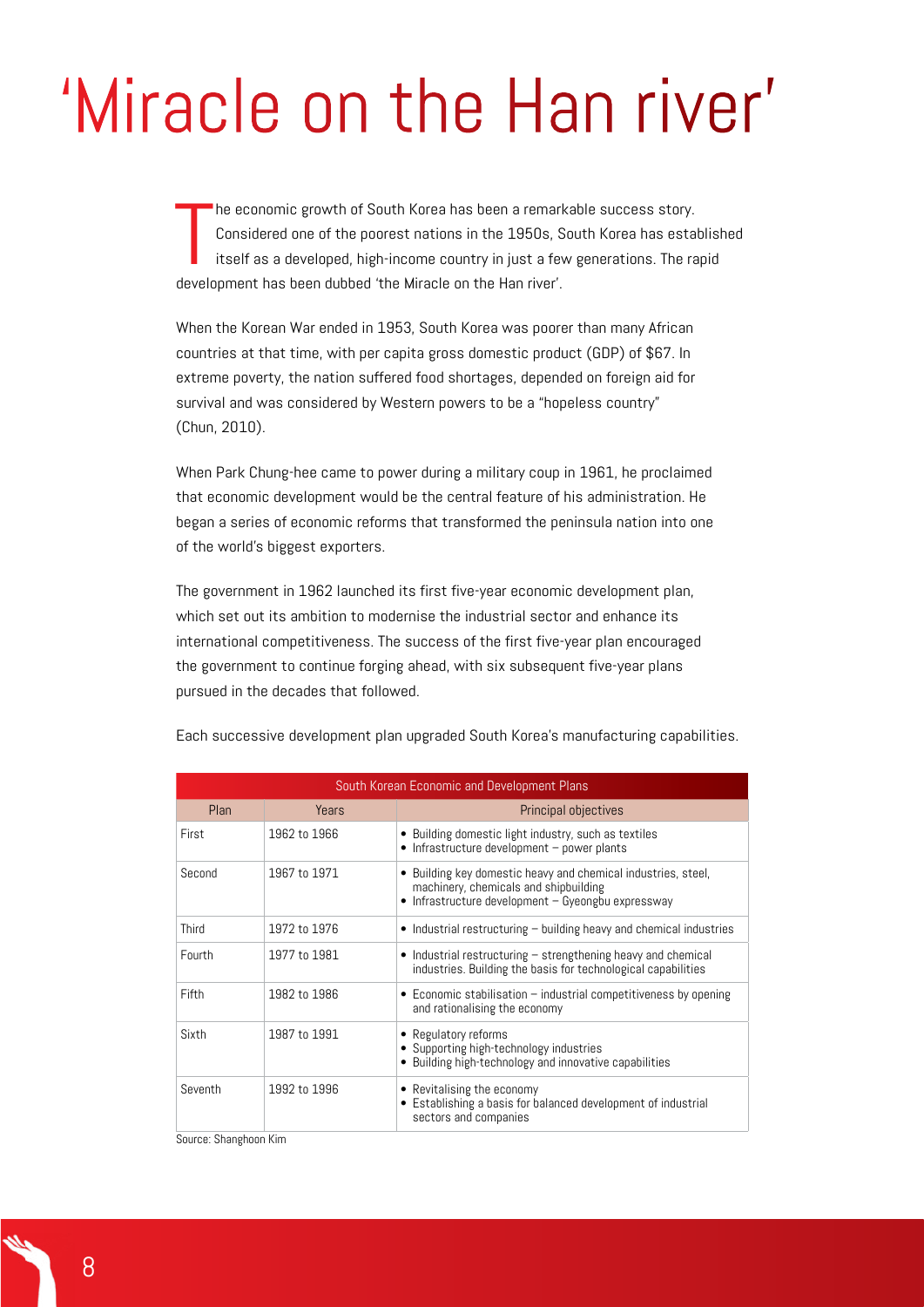# 'Miracle on the Han river'

The economic growth of South Korea has been a remarkable success story. Considered one of the poorest nations in the 1950s, South Korea has established itself as a developed, high-income country in just a few generations. The rapid development has been dubbed 'the Miracle on the Han river'.

When the Korean War ended in 1953, South Korea was poorer than many African countries at that time, with per capita gross domestic product (GDP) of $67. In extreme poverty, the nation suffered food shortages, depended on foreign aid for survival and was considered by Western powers to be a "hopeless country" (Chun, 2010).

When Park Chung-hee came to power during a military coup in 1961, he proclaimed that economic development would be the central feature of his administration. He began a series of economic reforms that transformed the peninsula nation into one of the world's biggest exporters.

The government in 1962 launched its first five-year economic development plan, which set out its ambition to modernise the industrial sector and enhance its international competitiveness. The success of the first five-year plan encouraged the government to continue forging ahead, with six subsequent five-year plans pursued in the decades that followed.

Each successive development plan upgraded South Korea's manufacturing capabilities.

| South Korean Economic and Development Plans | | |
|---|---|---|
| Plan | Years | Principal objectives |
| First | 1962 to 1966 | • Building domestic light industry, such as textiles<br>• Infrastructure development – power plants |
| Second | 1967 to 1971 | • Building key domestic heavy and chemical industries, steel, machinery, chemicals and shipbuilding<br>• Infrastructure development – Gyeongbu expressway |
| Third | 1972 to 1976 | • Industrial restructuring – building heavy and chemical industries |
| Fourth | 1977 to 1981 | • Industrial restructuring – strengthening heavy and chemical industries. Building the basis for technological capabilities |
| Fifth | 1982 to 1986 | • Economic stabilisation – industrial competitiveness by opening and rationalising the economy |
| Sixth | 1987 to 1991 | • Regulatory reforms<br>• Supporting high-technology industries<br>• Building high-technology and innovative capabilities |
| Seventh | 1992 to 1996 | • Revitalising the economy<br>• Establishing a basis for balanced development of industrial sectors and companies |

Source: Shanghoon Kim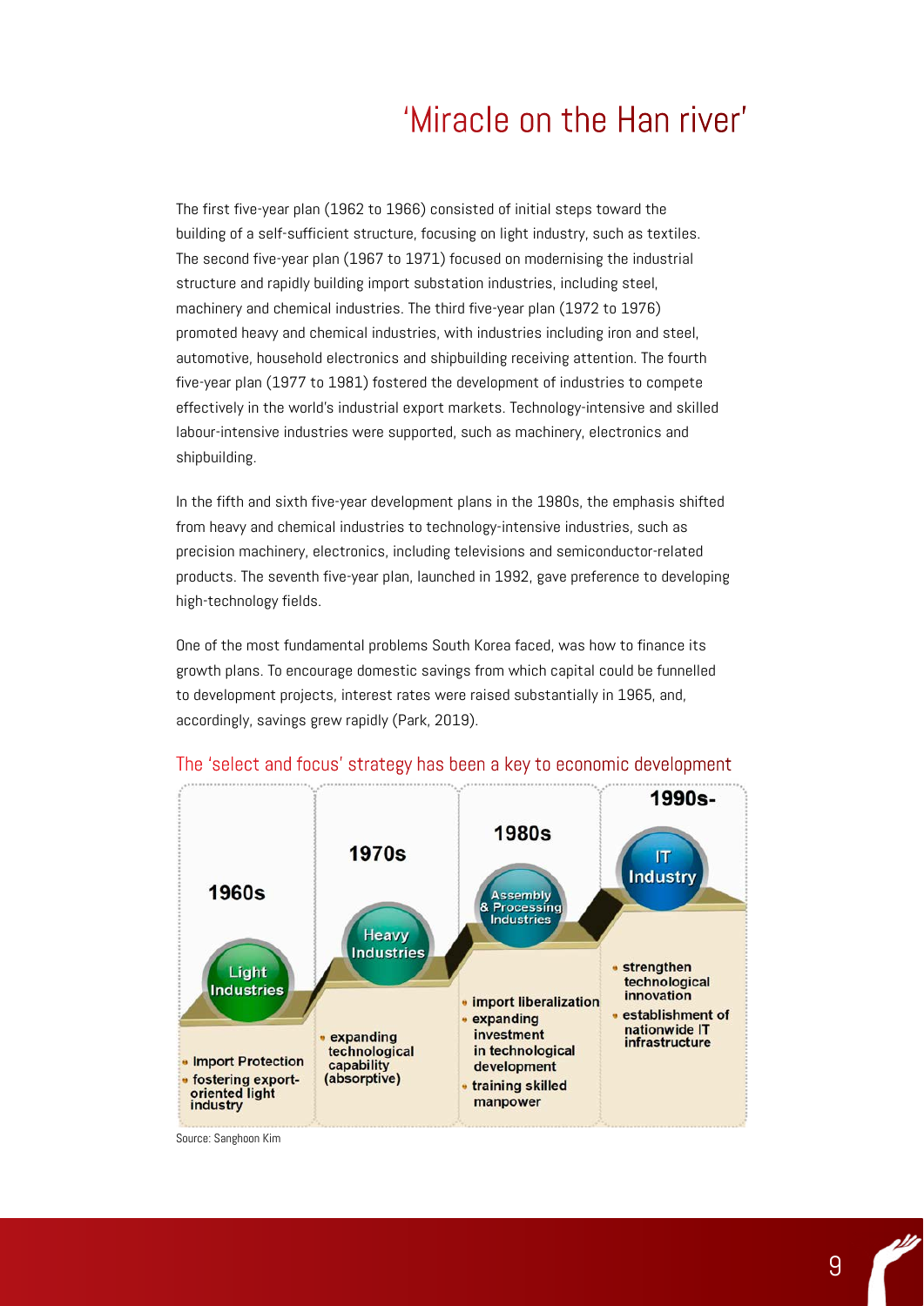# 'Miracle on the Han river'

The first five-year plan (1962 to 1966) consisted of initial steps toward the building of a self-sufficient structure, focusing on light industry, such as textiles. The second five-year plan (1967 to 1971) focused on modernising the industrial structure and rapidly building import substation industries, including steel, machinery and chemical industries. The third five-year plan (1972 to 1976) promoted heavy and chemical industries, with industries including iron and steel, automotive, household electronics and shipbuilding receiving attention. The fourth five-year plan (1977 to 1981) fostered the development of industries to compete effectively in the world's industrial export markets. Technology-intensive and skilled labour-intensive industries were supported, such as machinery, electronics and shipbuilding.

In the fifth and sixth five-year development plans in the 1980s, the emphasis shifted from heavy and chemical industries to technology-intensive industries, such as precision machinery, electronics, including televisions and semiconductor-related products. The seventh five-year plan, launched in 1992, gave preference to developing high-technology fields.

One of the most fundamental problems South Korea faced, was how to finance its growth plans. To encourage domestic savings from which capital could be funnelled to development projects, interest rates were raised substantially in 1965, and, accordingly, savings grew rapidly (Park, 2019).

## The 'select and focus' strategy has been a key to economic development

**1960s** — Light Industries
- Import Protection
- fostering export-oriented light industry

**1970s** — Heavy Industries
- expanding technological capability (absorptive)

**1980s** — Assembly & Processing Industries
- import liberalization
- expanding investment in technological development
- training skilled manpower

**1990s-** — IT Industry
- strengthen technological innovation
- establishment of nationwide IT infrastructure

Source: Sanghoon Kim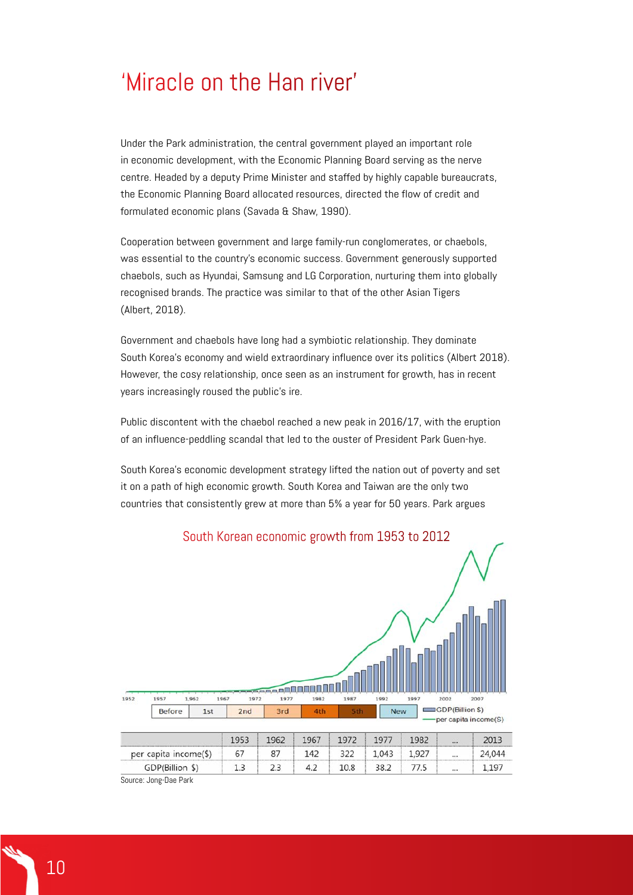# 'Miracle on the Han river'

Under the Park administration, the central government played an important role in economic development, with the Economic Planning Board serving as the nerve centre. Headed by a deputy Prime Minister and staffed by highly capable bureaucrats, the Economic Planning Board allocated resources, directed the flow of credit and formulated economic plans (Savada & Shaw, 1990).

Cooperation between government and large family-run conglomerates, or chaebols, was essential to the country's economic success. Government generously supported chaebols, such as Hyundai, Samsung and LG Corporation, nurturing them into globally recognised brands. The practice was similar to that of the other Asian Tigers (Albert, 2018).

Government and chaebols have long had a symbiotic relationship. They dominate South Korea's economy and wield extraordinary influence over its politics (Albert 2018). However, the cosy relationship, once seen as an instrument for growth, has in recent years increasingly roused the public's ire.

Public discontent with the chaebol reached a new peak in 2016/17, with the eruption of an influence-peddling scandal that led to the ouster of President Park Guen-hye.

South Korea's economic development strategy lifted the nation out of poverty and set it on a path of high economic growth. South Korea and Taiwan are the only two countries that consistently grew at more than 5% a year for 50 years. Park argues

South Korean economic growth from 1953 to 2012

| | 1953 | 1962 | 1967 | 1972 | 1977 | 1982 | ... | 2013 |
|---|---|---|---|---|---|---|---|---|
| per capita income($) | 67 | 87 | 142 | 322 | 1,043 | 1,927 | ... | 24,044 |
| GDP(Billion $) | 1.3 | 2.3 | 4.2 | 10.8 | 38.2 | 77.5 | ... | 1,197 |

Source: Jong-Dae Park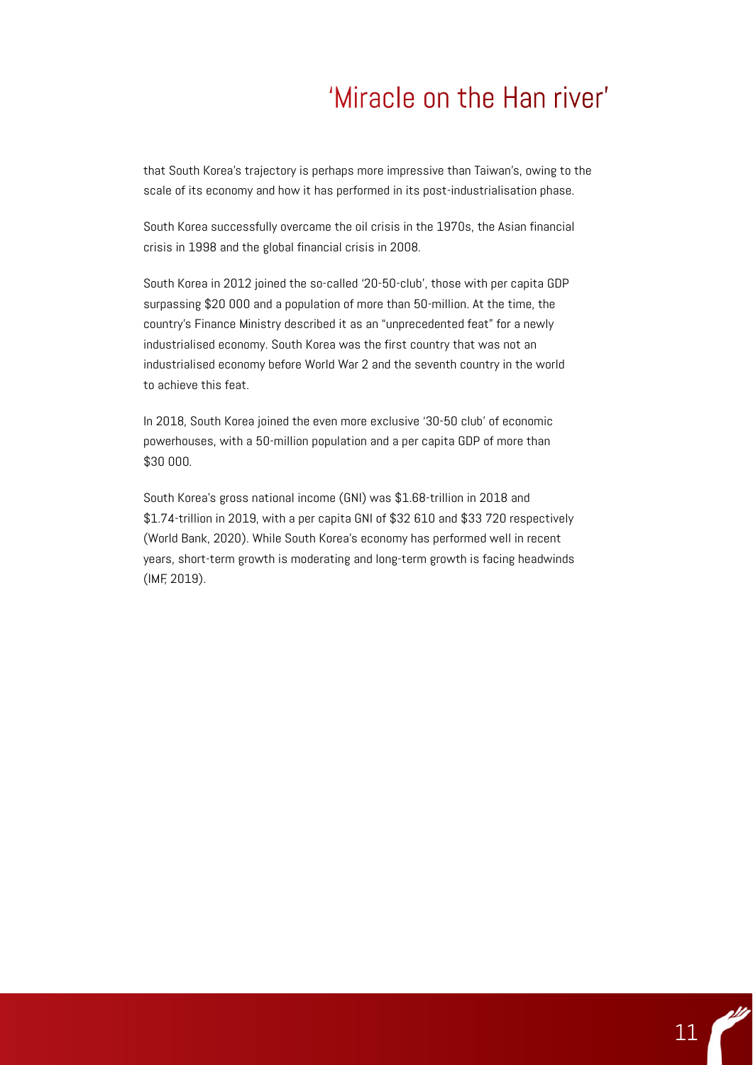# 'Miracle on the Han river'

that South Korea's trajectory is perhaps more impressive than Taiwan's, owing to the scale of its economy and how it has performed in its post-industrialisation phase.

South Korea successfully overcame the oil crisis in the 1970s, the Asian financial crisis in 1998 and the global financial crisis in 2008.

South Korea in 2012 joined the so-called '20-50-club', those with per capita GDP surpassing $20 000 and a population of more than 50-million. At the time, the country's Finance Ministry described it as an "unprecedented feat" for a newly industrialised economy. South Korea was the first country that was not an industrialised economy before World War 2 and the seventh country in the world to achieve this feat.

In 2018, South Korea joined the even more exclusive '30-50 club' of economic powerhouses, with a 50-million population and a per capita GDP of more than $30 000.

South Korea's gross national income (GNI) was $1.68-trillion in 2018 and $1.74-trillion in 2019, with a per capita GNI of $32 610 and $33 720 respectively (World Bank, 2020). While South Korea's economy has performed well in recent years, short-term growth is moderating and long-term growth is facing headwinds (IMF, 2019).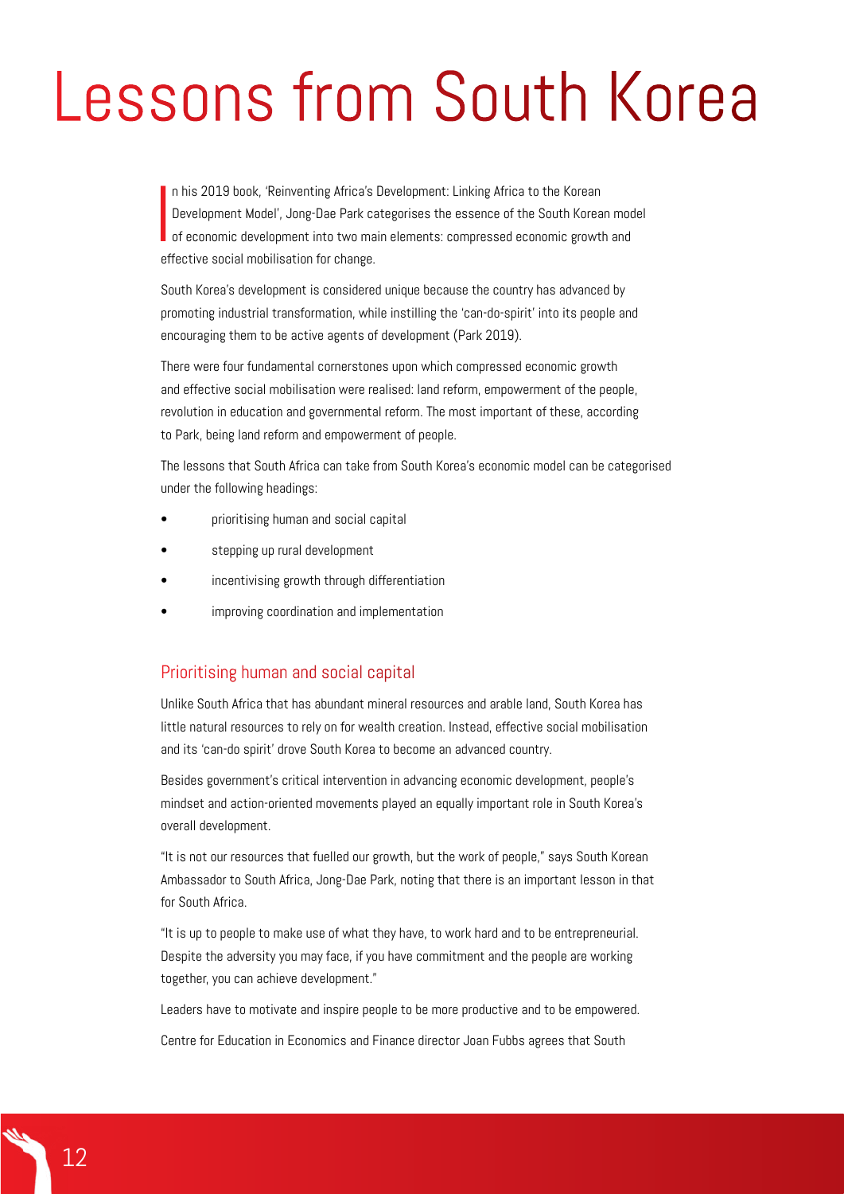# Lessons from South Korea

In his 2019 book, 'Reinventing Africa's Development: Linking Africa to the Korean Development Model', Jong-Dae Park categorises the essence of the South Korean model of economic development into two main elements: compressed economic growth and effective social mobilisation for change.

South Korea's development is considered unique because the country has advanced by promoting industrial transformation, while instilling the 'can-do-spirit' into its people and encouraging them to be active agents of development (Park 2019).

There were four fundamental cornerstones upon which compressed economic growth and effective social mobilisation were realised: land reform, empowerment of the people, revolution in education and governmental reform. The most important of these, according to Park, being land reform and empowerment of people.

The lessons that South Africa can take from South Korea's economic model can be categorised under the following headings:

- prioritising human and social capital
- stepping up rural development
- incentivising growth through differentiation
- improving coordination and implementation

## Prioritising human and social capital

Unlike South Africa that has abundant mineral resources and arable land, South Korea has little natural resources to rely on for wealth creation. Instead, effective social mobilisation and its 'can-do spirit' drove South Korea to become an advanced country.

Besides government's critical intervention in advancing economic development, people's mindset and action-oriented movements played an equally important role in South Korea's overall development.

"It is not our resources that fuelled our growth, but the work of people," says South Korean Ambassador to South Africa, Jong-Dae Park, noting that there is an important lesson in that for South Africa.

"It is up to people to make use of what they have, to work hard and to be entrepreneurial. Despite the adversity you may face, if you have commitment and the people are working together, you can achieve development."

Leaders have to motivate and inspire people to be more productive and to be empowered.

Centre for Education in Economics and Finance director Joan Fubbs agrees that South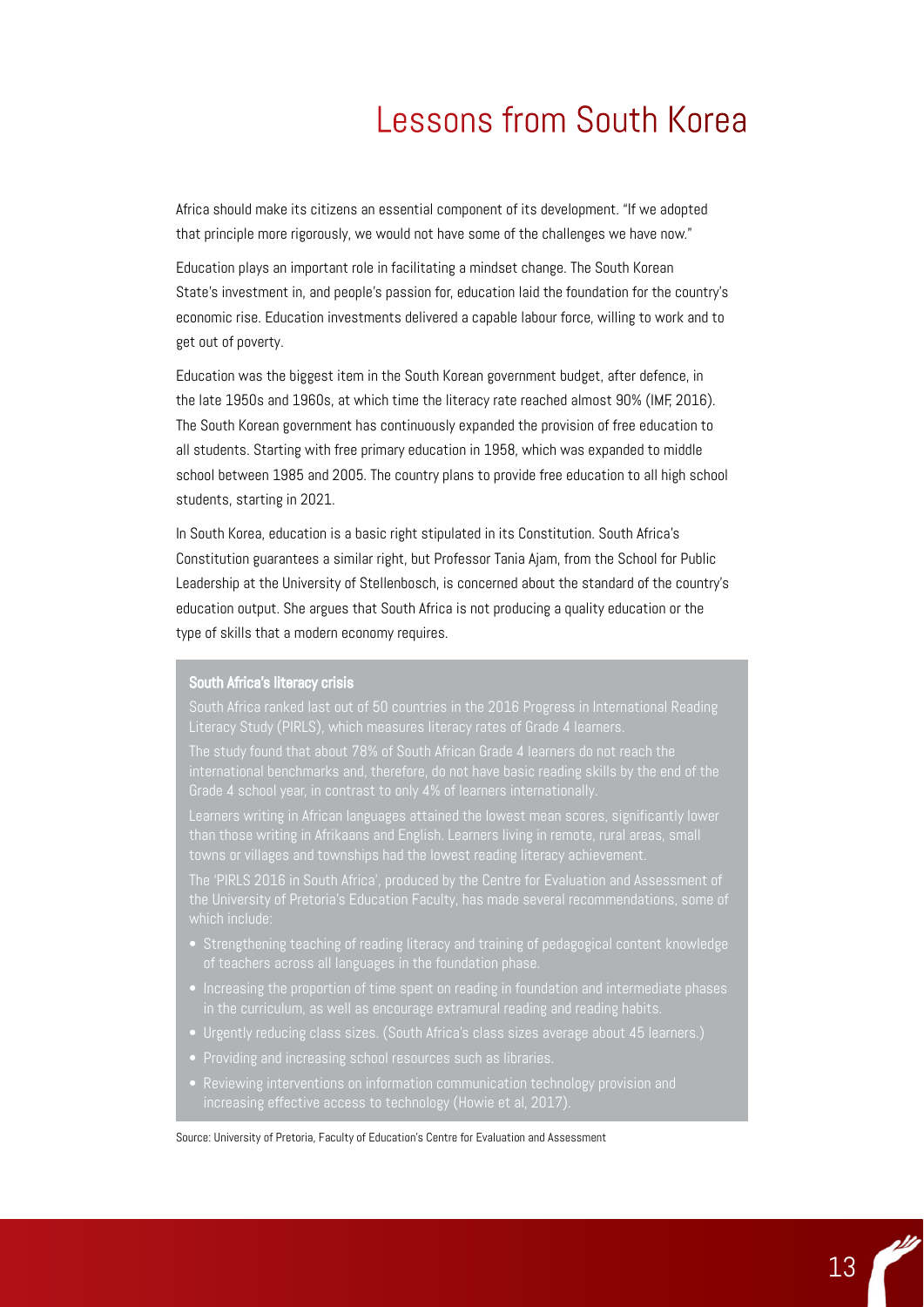# Lessons from South Korea

Africa should make its citizens an essential component of its development. "If we adopted that principle more rigorously, we would not have some of the challenges we have now."

Education plays an important role in facilitating a mindset change. The South Korean State's investment in, and people's passion for, education laid the foundation for the country's economic rise. Education investments delivered a capable labour force, willing to work and to get out of poverty.

Education was the biggest item in the South Korean government budget, after defence, in the late 1950s and 1960s, at which time the literacy rate reached almost 90% (IMF, 2016). The South Korean government has continuously expanded the provision of free education to all students. Starting with free primary education in 1958, which was expanded to middle school between 1985 and 2005. The country plans to provide free education to all high school students, starting in 2021.

In South Korea, education is a basic right stipulated in its Constitution. South Africa's Constitution guarantees a similar right, but Professor Tania Ajam, from the School for Public Leadership at the University of Stellenbosch, is concerned about the standard of the country's education output. She argues that South Africa is not producing a quality education or the type of skills that a modern economy requires.

**South Africa's literacy crisis**

South Africa ranked last out of 50 countries in the 2016 Progress in International Reading Literacy Study (PIRLS), which measures literacy rates of Grade 4 learners.

The study found that about 78% of South African Grade 4 learners do not reach the international benchmarks and, therefore, do not have basic reading skills by the end of the Grade 4 school year, in contrast to only 4% of learners internationally.

Learners writing in African languages attained the lowest mean scores, significantly lower than those writing in Afrikaans and English. Learners living in remote, rural areas, small towns or villages and townships had the lowest reading literacy achievement.

The 'PIRLS 2016 in South Africa', produced by the Centre for Evaluation and Assessment of the University of Pretoria's Education Faculty, has made several recommendations, some of which include:

- Strengthening teaching of reading literacy and training of pedagogical content knowledge of teachers across all languages in the foundation phase.
- Increasing the proportion of time spent on reading in foundation and intermediate phases in the curriculum, as well as encourage extramural reading and reading habits.
- Urgently reducing class sizes. (South Africa's class sizes average about 45 learners.)
- Providing and increasing school resources such as libraries.
- Reviewing interventions on information communication technology provision and increasing effective access to technology (Howie et al, 2017).

Source: University of Pretoria, Faculty of Education's Centre for Evaluation and Assessment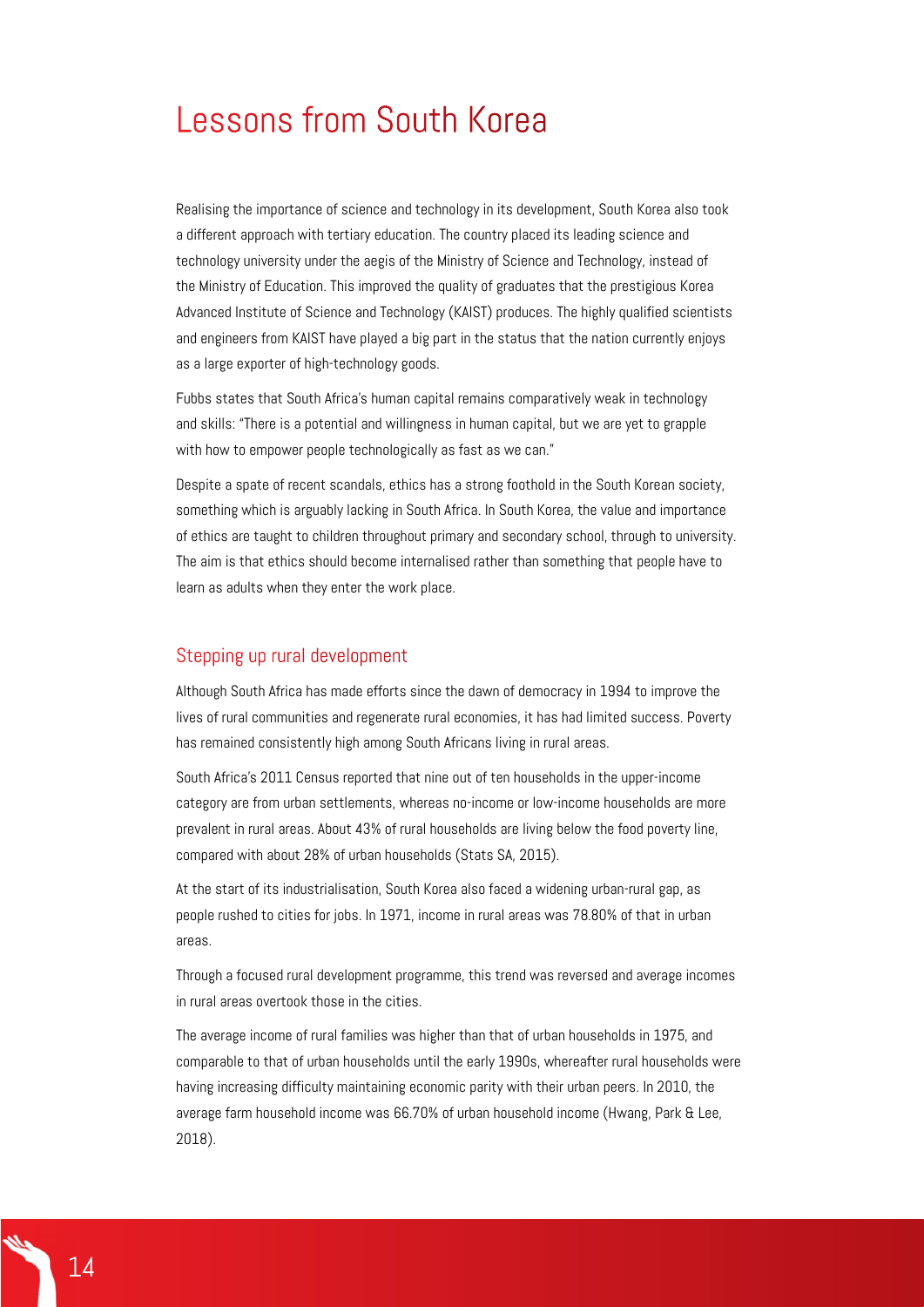# Lessons from South Korea

Realising the importance of science and technology in its development, South Korea also took a different approach with tertiary education. The country placed its leading science and technology university under the aegis of the Ministry of Science and Technology, instead of the Ministry of Education. This improved the quality of graduates that the prestigious Korea Advanced Institute of Science and Technology (KAIST) produces. The highly qualified scientists and engineers from KAIST have played a big part in the status that the nation currently enjoys as a large exporter of high-technology goods.

Fubbs states that South Africa's human capital remains comparatively weak in technology and skills: "There is a potential and willingness in human capital, but we are yet to grapple with how to empower people technologically as fast as we can."

Despite a spate of recent scandals, ethics has a strong foothold in the South Korean society, something which is arguably lacking in South Africa. In South Korea, the value and importance of ethics are taught to children throughout primary and secondary school, through to university. The aim is that ethics should become internalised rather than something that people have to learn as adults when they enter the work place.

## Stepping up rural development

Although South Africa has made efforts since the dawn of democracy in 1994 to improve the lives of rural communities and regenerate rural economies, it has had limited success. Poverty has remained consistently high among South Africans living in rural areas.

South Africa's 2011 Census reported that nine out of ten households in the upper-income category are from urban settlements, whereas no-income or low-income households are more prevalent in rural areas. About 43% of rural households are living below the food poverty line, compared with about 28% of urban households (Stats SA, 2015).

At the start of its industrialisation, South Korea also faced a widening urban-rural gap, as people rushed to cities for jobs. In 1971, income in rural areas was 78.80% of that in urban areas.

Through a focused rural development programme, this trend was reversed and average incomes in rural areas overtook those in the cities.

The average income of rural families was higher than that of urban households in 1975, and comparable to that of urban households until the early 1990s, whereafter rural households were having increasing difficulty maintaining economic parity with their urban peers. In 2010, the average farm household income was 66.70% of urban household income (Hwang, Park & Lee, 2018).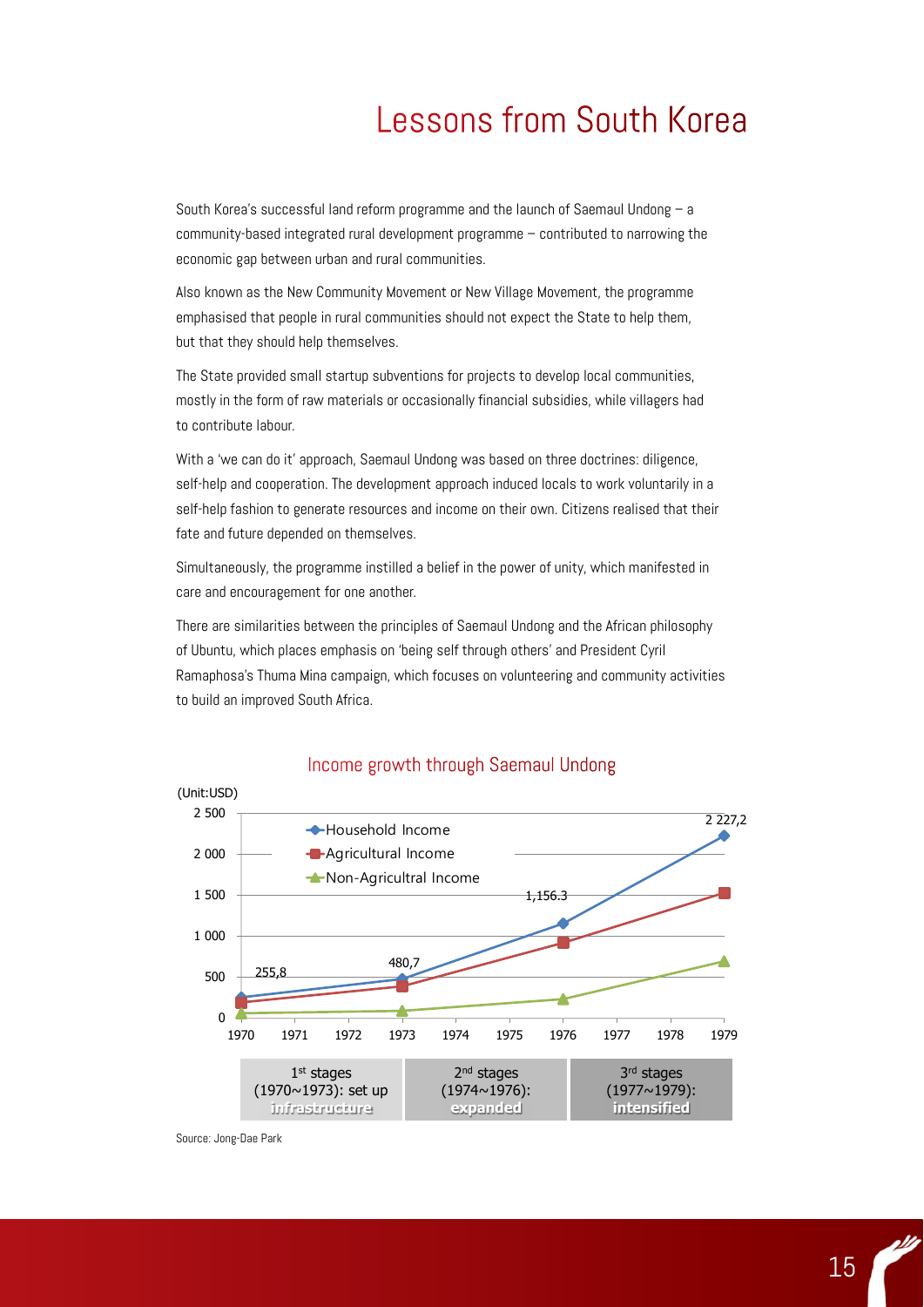# Lessons from South Korea

South Korea's successful land reform programme and the launch of Saemaul Undong – a community-based integrated rural development programme – contributed to narrowing the economic gap between urban and rural communities.

Also known as the New Community Movement or New Village Movement, the programme emphasised that people in rural communities should not expect the State to help them, but that they should help themselves.

The State provided small startup subventions for projects to develop local communities, mostly in the form of raw materials or occasionally financial subsidies, while villagers had to contribute labour.

With a 'we can do it' approach, Saemaul Undong was based on three doctrines: diligence, self-help and cooperation. The development approach induced locals to work voluntarily in a self-help fashion to generate resources and income on their own. Citizens realised that their fate and future depended on themselves.

Simultaneously, the programme instilled a belief in the power of unity, which manifested in care and encouragement for one another.

There are similarities between the principles of Saemaul Undong and the African philosophy of Ubuntu, which places emphasis on 'being self through others' and President Cyril Ramaphosa's Thuma Mina campaign, which focuses on volunteering and community activities to build an improved South Africa.

## Income growth through Saemaul Undong

(Unit:USD)

| Year | Household Income |
|---|---|
| 1970 | 255,8 |
| 1973 | 480,7 |
| 1976 | 1,156.3 |
| 1979 | 2 227,2 |

Legend: Household Income; Agricultural Income; Non-Agricultral Income

| 1st stages (1970~1973): set up infrastructure | 2nd stages (1974~1976): expanded | 3rd stages (1977~1979): intensified |
|---|---|---|

Source: Jong-Dae Park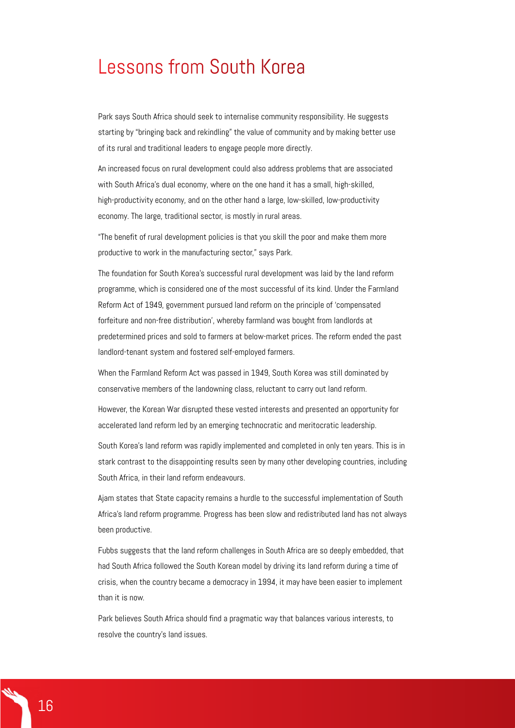# Lessons from South Korea

Park says South Africa should seek to internalise community responsibility. He suggests starting by "bringing back and rekindling" the value of community and by making better use of its rural and traditional leaders to engage people more directly.

An increased focus on rural development could also address problems that are associated with South Africa's dual economy, where on the one hand it has a small, high-skilled, high-productivity economy, and on the other hand a large, low-skilled, low-productivity economy. The large, traditional sector, is mostly in rural areas.

"The benefit of rural development policies is that you skill the poor and make them more productive to work in the manufacturing sector," says Park.

The foundation for South Korea's successful rural development was laid by the land reform programme, which is considered one of the most successful of its kind. Under the Farmland Reform Act of 1949, government pursued land reform on the principle of 'compensated forfeiture and non-free distribution', whereby farmland was bought from landlords at predetermined prices and sold to farmers at below-market prices. The reform ended the past landlord-tenant system and fostered self-employed farmers.

When the Farmland Reform Act was passed in 1949, South Korea was still dominated by conservative members of the landowning class, reluctant to carry out land reform.

However, the Korean War disrupted these vested interests and presented an opportunity for accelerated land reform led by an emerging technocratic and meritocratic leadership.

South Korea's land reform was rapidly implemented and completed in only ten years. This is in stark contrast to the disappointing results seen by many other developing countries, including South Africa, in their land reform endeavours.

Ajam states that State capacity remains a hurdle to the successful implementation of South Africa's land reform programme. Progress has been slow and redistributed land has not always been productive.

Fubbs suggests that the land reform challenges in South Africa are so deeply embedded, that had South Africa followed the South Korean model by driving its land reform during a time of crisis, when the country became a democracy in 1994, it may have been easier to implement than it is now.

Park believes South Africa should find a pragmatic way that balances various interests, to resolve the country's land issues.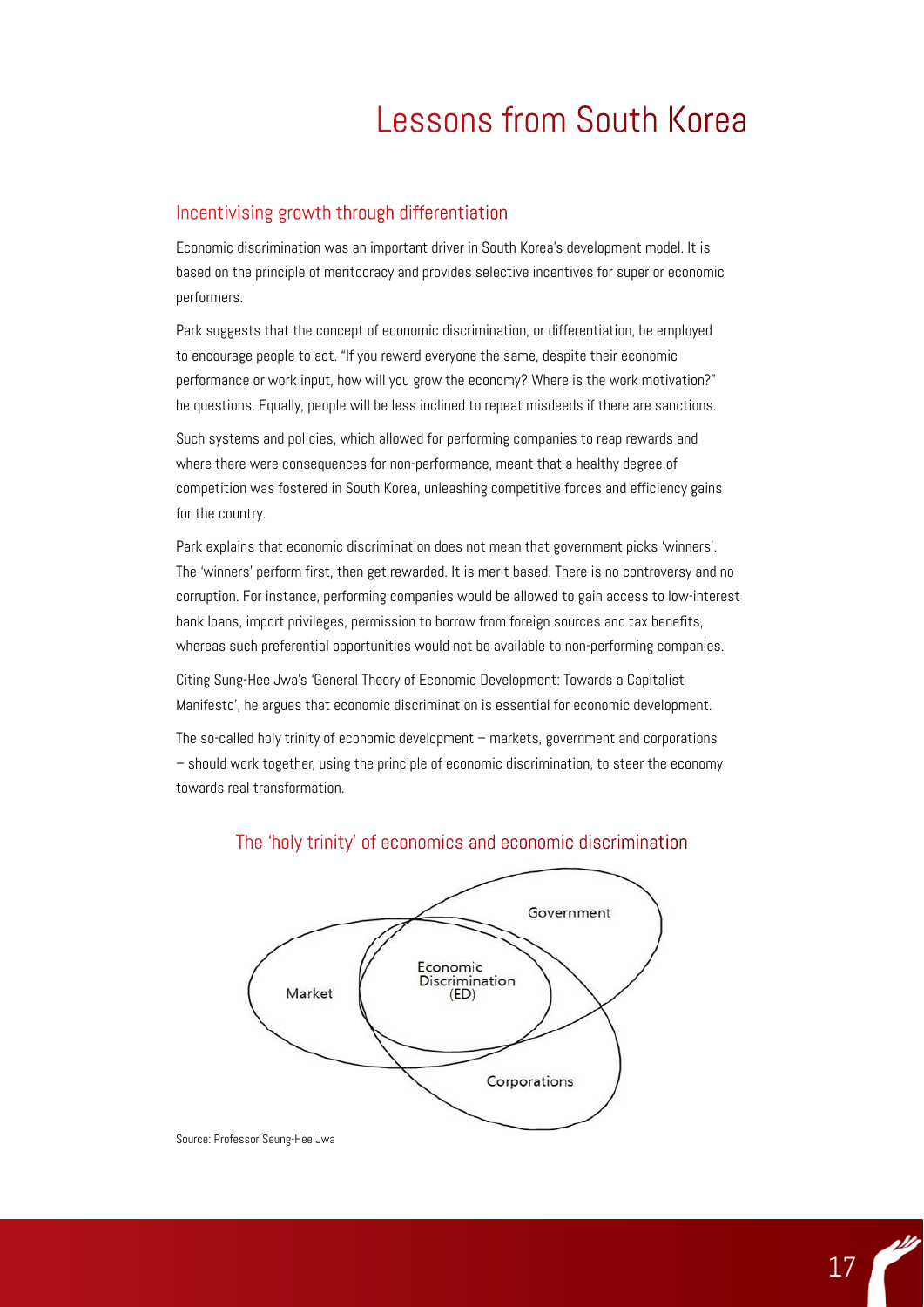# Lessons from South Korea

## Incentivising growth through differentiation

Economic discrimination was an important driver in South Korea's development model. It is based on the principle of meritocracy and provides selective incentives for superior economic performers.

Park suggests that the concept of economic discrimination, or differentiation, be employed to encourage people to act. "If you reward everyone the same, despite their economic performance or work input, how will you grow the economy? Where is the work motivation?" he questions. Equally, people will be less inclined to repeat misdeeds if there are sanctions.

Such systems and policies, which allowed for performing companies to reap rewards and where there were consequences for non-performance, meant that a healthy degree of competition was fostered in South Korea, unleashing competitive forces and efficiency gains for the country.

Park explains that economic discrimination does not mean that government picks 'winners'. The 'winners' perform first, then get rewarded. It is merit based. There is no controversy and no corruption. For instance, performing companies would be allowed to gain access to low-interest bank loans, import privileges, permission to borrow from foreign sources and tax benefits, whereas such preferential opportunities would not be available to non-performing companies.

Citing Sung-Hee Jwa's 'General Theory of Economic Development: Towards a Capitalist Manifesto', he argues that economic discrimination is essential for economic development.

The so-called holy trinity of economic development – markets, government and corporations – should work together, using the principle of economic discrimination, to steer the economy towards real transformation.

### The 'holy trinity' of economics and economic discrimination

Government

Market

Economic Discrimination (ED)

Corporations

Source: Professor Seung-Hee Jwa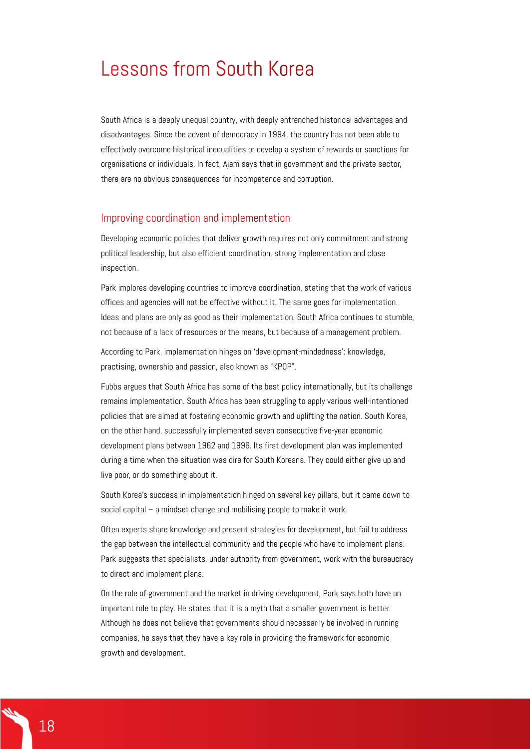# Lessons from South Korea

South Africa is a deeply unequal country, with deeply entrenched historical advantages and disadvantages. Since the advent of democracy in 1994, the country has not been able to effectively overcome historical inequalities or develop a system of rewards or sanctions for organisations or individuals. In fact, Ajam says that in government and the private sector, there are no obvious consequences for incompetence and corruption.

## Improving coordination and implementation

Developing economic policies that deliver growth requires not only commitment and strong political leadership, but also efficient coordination, strong implementation and close inspection.

Park implores developing countries to improve coordination, stating that the work of various offices and agencies will not be effective without it. The same goes for implementation. Ideas and plans are only as good as their implementation. South Africa continues to stumble, not because of a lack of resources or the means, but because of a management problem.

According to Park, implementation hinges on 'development-mindedness': knowledge, practising, ownership and passion, also known as "KPOP".

Fubbs argues that South Africa has some of the best policy internationally, but its challenge remains implementation. South Africa has been struggling to apply various well-intentioned policies that are aimed at fostering economic growth and uplifting the nation. South Korea, on the other hand, successfully implemented seven consecutive five-year economic development plans between 1962 and 1996. Its first development plan was implemented during a time when the situation was dire for South Koreans. They could either give up and live poor, or do something about it.

South Korea's success in implementation hinged on several key pillars, but it came down to social capital – a mindset change and mobilising people to make it work.

Often experts share knowledge and present strategies for development, but fail to address the gap between the intellectual community and the people who have to implement plans. Park suggests that specialists, under authority from government, work with the bureaucracy to direct and implement plans.

On the role of government and the market in driving development, Park says both have an important role to play. He states that it is a myth that a smaller government is better. Although he does not believe that governments should necessarily be involved in running companies, he says that they have a key role in providing the framework for economic growth and development.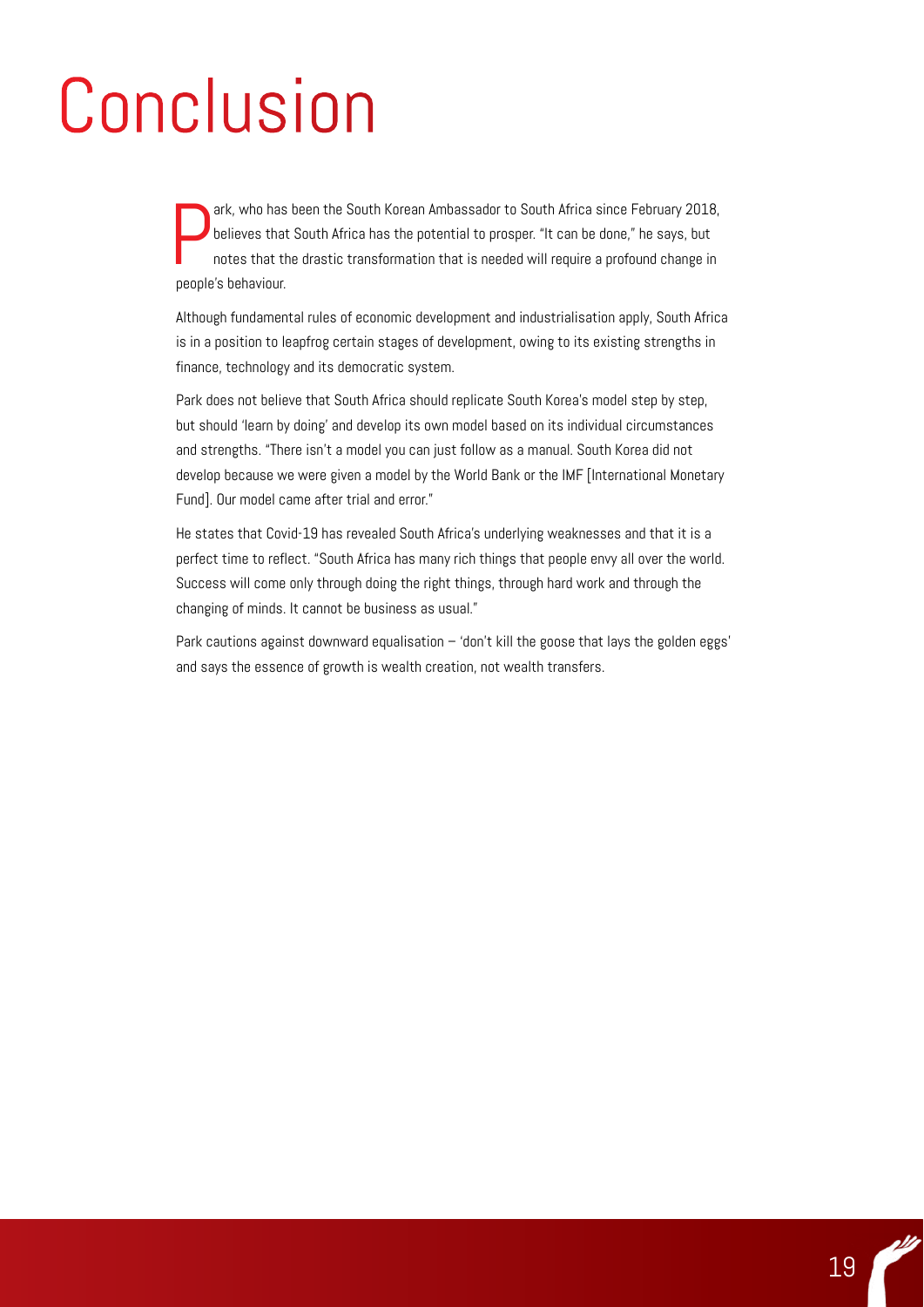# Conclusion

Park, who has been the South Korean Ambassador to South Africa since February 2018, believes that South Africa has the potential to prosper. "It can be done," he says, but notes that the drastic transformation that is needed will require a profound change in people's behaviour.

Although fundamental rules of economic development and industrialisation apply, South Africa is in a position to leapfrog certain stages of development, owing to its existing strengths in finance, technology and its democratic system.

Park does not believe that South Africa should replicate South Korea's model step by step, but should 'learn by doing' and develop its own model based on its individual circumstances and strengths. "There isn't a model you can just follow as a manual. South Korea did not develop because we were given a model by the World Bank or the IMF [International Monetary Fund]. Our model came after trial and error."

He states that Covid-19 has revealed South Africa's underlying weaknesses and that it is a perfect time to reflect. "South Africa has many rich things that people envy all over the world. Success will come only through doing the right things, through hard work and through the changing of minds. It cannot be business as usual."

Park cautions against downward equalisation – 'don't kill the goose that lays the golden eggs' and says the essence of growth is wealth creation, not wealth transfers.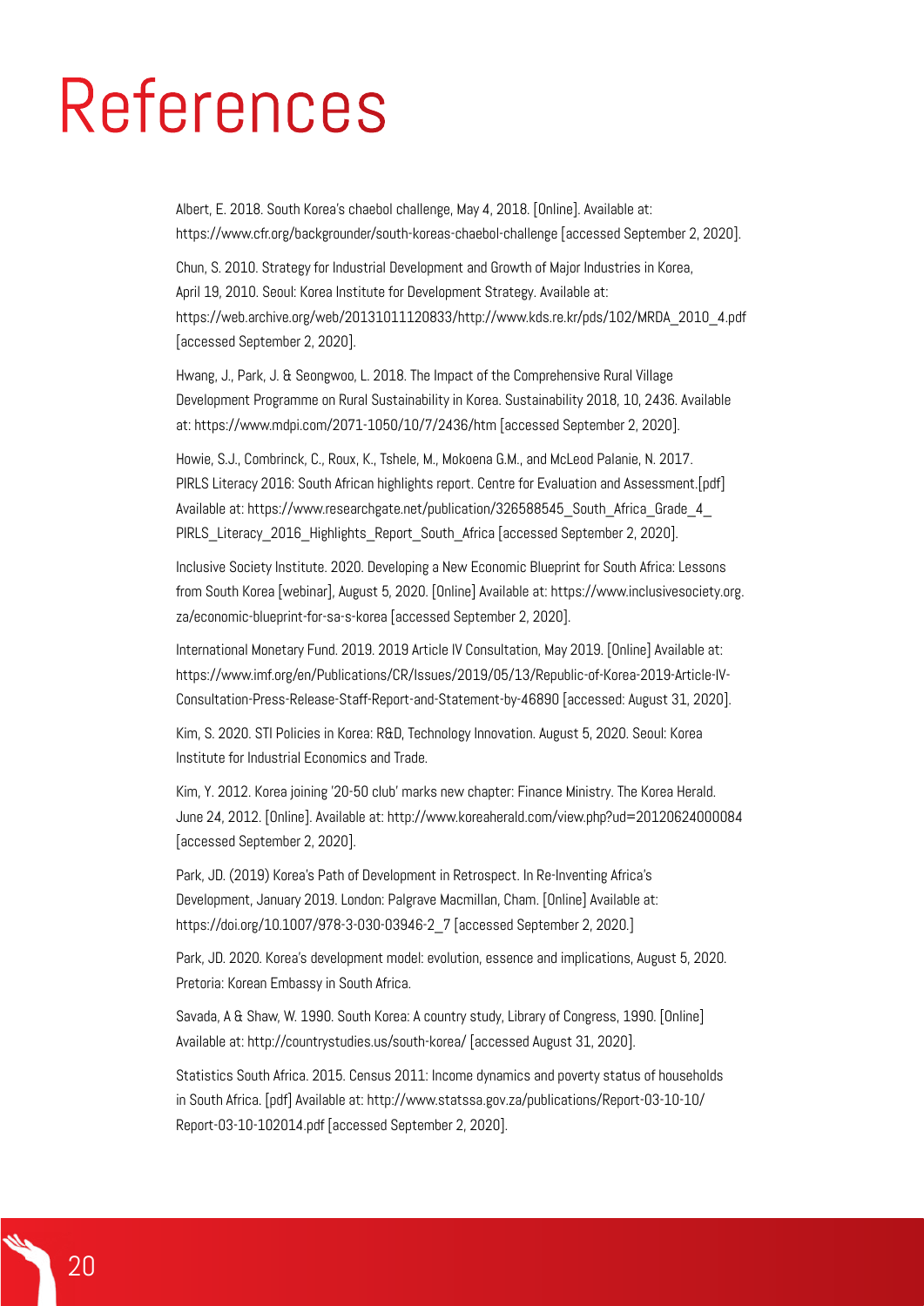# References

Albert, E. 2018. South Korea's chaebol challenge, May 4, 2018. [Online]. Available at: https://www.cfr.org/backgrounder/south-koreas-chaebol-challenge [accessed September 2, 2020].

Chun, S. 2010. Strategy for Industrial Development and Growth of Major Industries in Korea, April 19, 2010. Seoul: Korea Institute for Development Strategy. Available at: https://web.archive.org/web/20131011120833/http://www.kds.re.kr/pds/102/MRDA_2010_4.pdf [accessed September 2, 2020].

Hwang, J., Park, J. & Seongwoo, L. 2018. The Impact of the Comprehensive Rural Village Development Programme on Rural Sustainability in Korea. Sustainability 2018, 10, 2436. Available at: https://www.mdpi.com/2071-1050/10/7/2436/htm [accessed September 2, 2020].

Howie, S.J., Combrinck, C., Roux, K., Tshele, M., Mokoena G.M., and McLeod Palanie, N. 2017. PIRLS Literacy 2016: South African highlights report. Centre for Evaluation and Assessment.[pdf] Available at: https://www.researchgate.net/publication/326588545_South_Africa_Grade_4_PIRLS_Literacy_2016_Highlights_Report_South_Africa [accessed September 2, 2020].

Inclusive Society Institute. 2020. Developing a New Economic Blueprint for South Africa: Lessons from South Korea [webinar], August 5, 2020. [Online] Available at: https://www.inclusivesociety.org.za/economic-blueprint-for-sa-s-korea [accessed September 2, 2020].

International Monetary Fund. 2019. 2019 Article IV Consultation, May 2019. [Online] Available at: https://www.imf.org/en/Publications/CR/Issues/2019/05/13/Republic-of-Korea-2019-Article-IV-Consultation-Press-Release-Staff-Report-and-Statement-by-46890 [accessed: August 31, 2020].

Kim, S. 2020. STI Policies in Korea: R&D, Technology Innovation. August 5, 2020. Seoul: Korea Institute for Industrial Economics and Trade.

Kim, Y. 2012. Korea joining '20-50 club' marks new chapter: Finance Ministry. The Korea Herald. June 24, 2012. [Online]. Available at: http://www.koreaherald.com/view.php?ud=20120624000084 [accessed September 2, 2020].

Park, JD. (2019) Korea's Path of Development in Retrospect. In Re-Inventing Africa's Development, January 2019. London: Palgrave Macmillan, Cham. [Online] Available at: https://doi.org/10.1007/978-3-030-03946-2_7 [accessed September 2, 2020.]

Park, JD. 2020. Korea's development model: evolution, essence and implications, August 5, 2020. Pretoria: Korean Embassy in South Africa.

Savada, A & Shaw, W. 1990. South Korea: A country study, Library of Congress, 1990. [Online] Available at: http://countrystudies.us/south-korea/ [accessed August 31, 2020].

Statistics South Africa. 2015. Census 2011: Income dynamics and poverty status of households in South Africa. [pdf] Available at: http://www.statssa.gov.za/publications/Report-03-10-10/Report-03-10-102014.pdf [accessed September 2, 2020].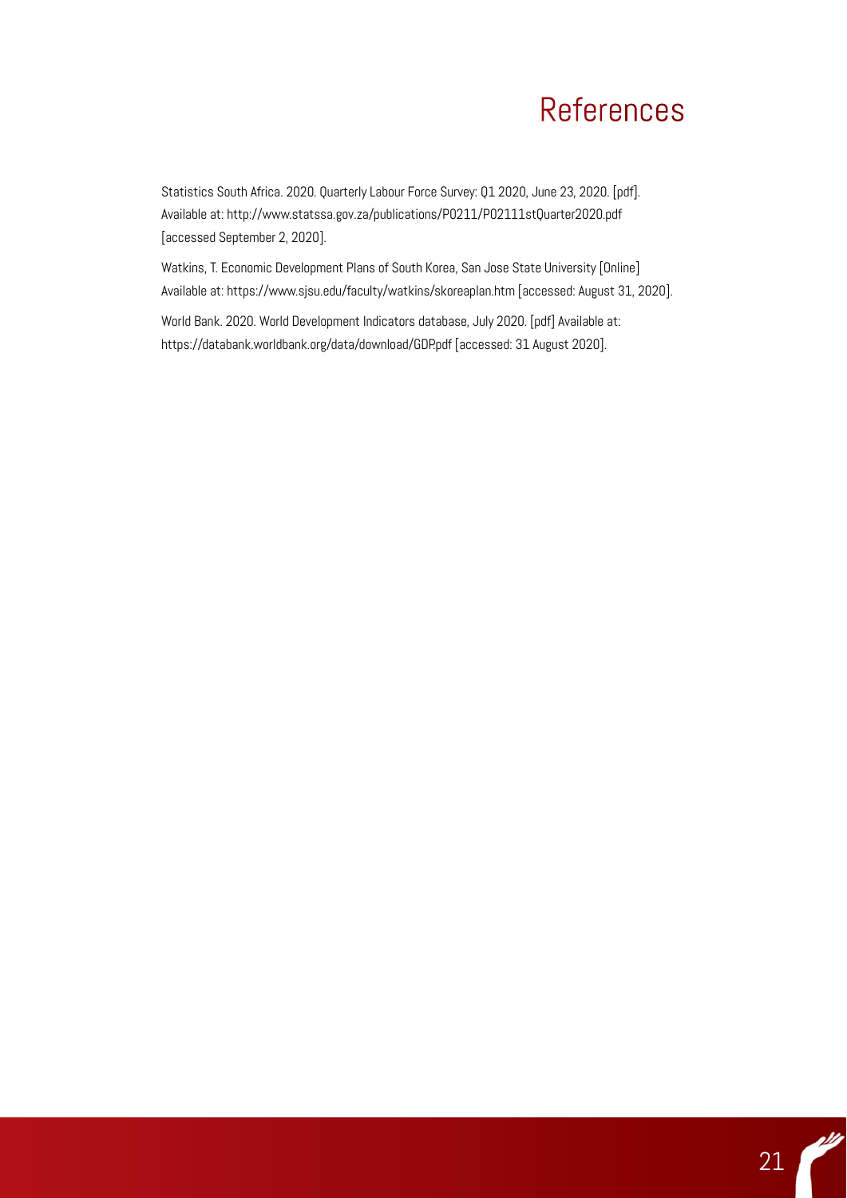# References

Statistics South Africa. 2020. Quarterly Labour Force Survey: Q1 2020, June 23, 2020. [pdf]. Available at: http://www.statssa.gov.za/publications/P0211/P02111stQuarter2020.pdf [accessed September 2, 2020].

Watkins, T. Economic Development Plans of South Korea, San Jose State University [Online] Available at: https://www.sjsu.edu/faculty/watkins/skoreaplan.htm [accessed: August 31, 2020].

World Bank. 2020. World Development Indicators database, July 2020. [pdf] Available at: https://databank.worldbank.org/data/download/GDP.pdf [accessed: 31 August 2020].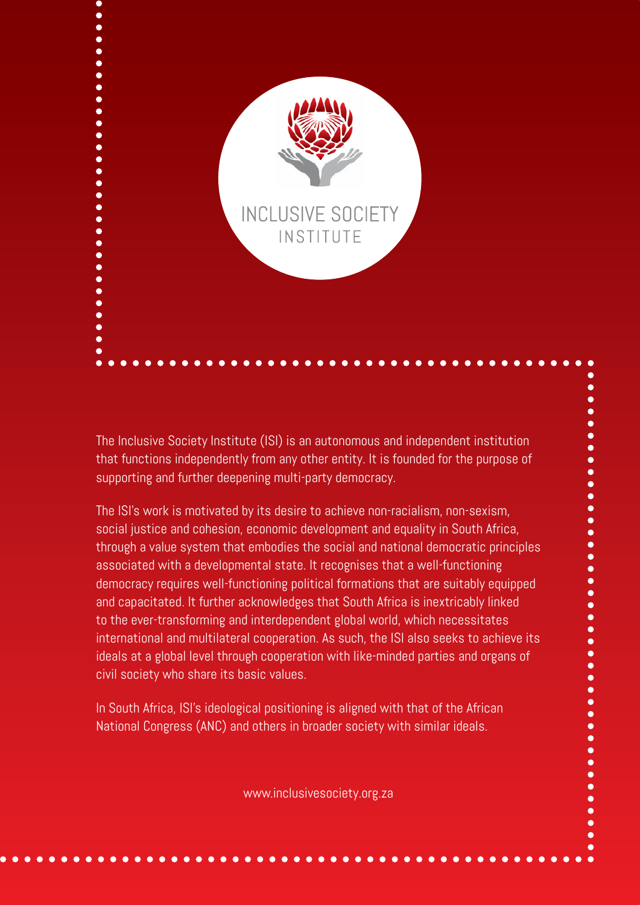INCLUSIVE SOCIETY
INSTITUTE

The Inclusive Society Institute (ISI) is an autonomous and independent institution that functions independently from any other entity. It is founded for the purpose of supporting and further deepening multi-party democracy.

The ISI's work is motivated by its desire to achieve non-racialism, non-sexism, social justice and cohesion, economic development and equality in South Africa, through a value system that embodies the social and national democratic principles associated with a developmental state. It recognises that a well-functioning democracy requires well-functioning political formations that are suitably equipped and capacitated. It further acknowledges that South Africa is inextricably linked to the ever-transforming and interdependent global world, which necessitates international and multilateral cooperation. As such, the ISI also seeks to achieve its ideals at a global level through cooperation with like-minded parties and organs of civil society who share its basic values.

In South Africa, ISI's ideological positioning is aligned with that of the African National Congress (ANC) and others in broader society with similar ideals.

www.inclusivesociety.org.za